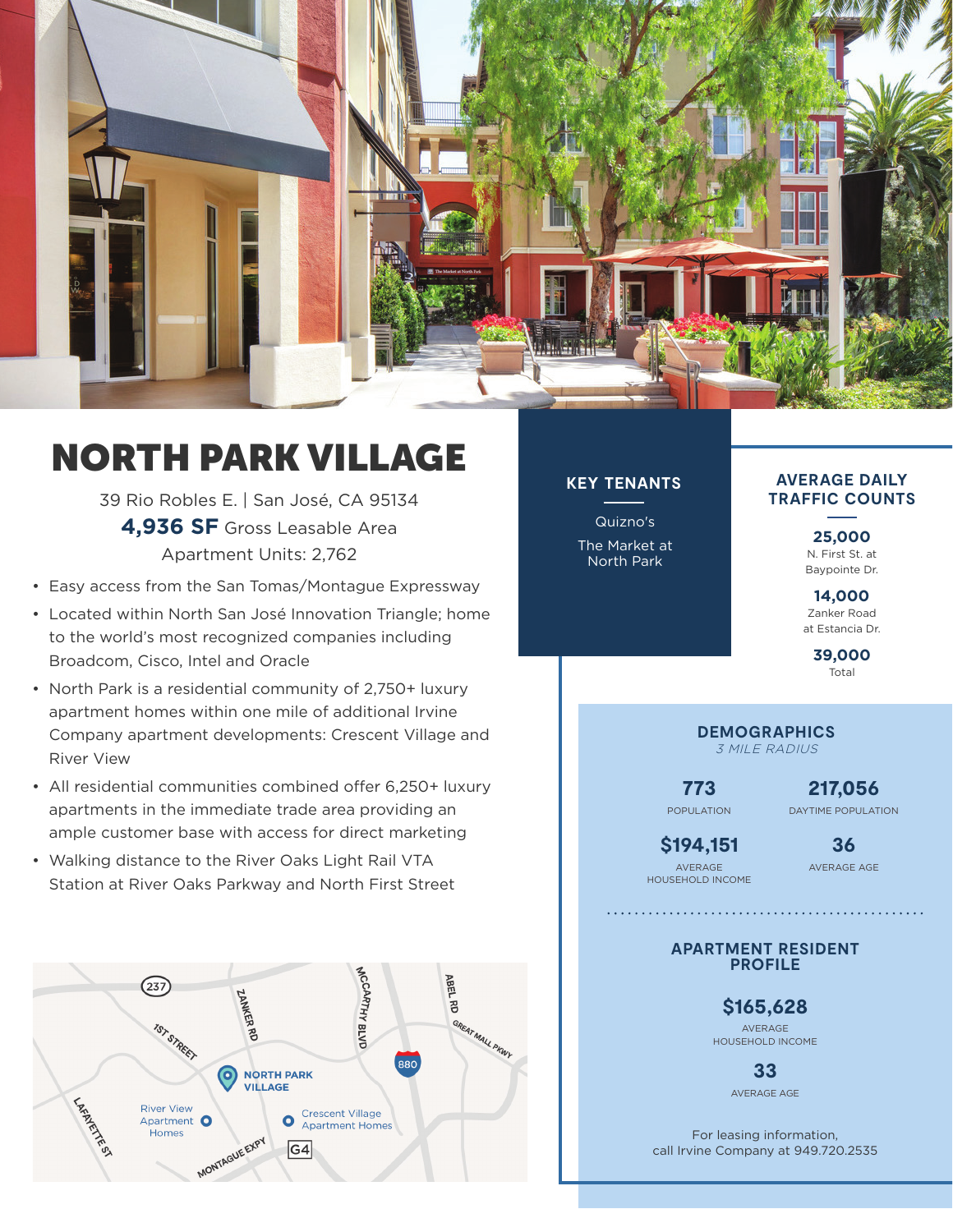# NORTH PARK VILLAGE

39 Rio Robles E. | San José, CA 95134

**4,936 SF** Gross Leasable Area

Apartment Units: 2,762

- Easy access from the San Tomas/Montague Expressway
- Located within North San José Innovation Triangle; home to the world's most recognized companies including Broadcom, Cisco, Intel and Oracle
- North Park is a residential community of 2,750+ luxury apartment homes within one mile of additional Irvine Company apartment developments: Crescent Village and River View
- All residential communities combined offer 6,250+ luxury apartments in the immediate trade area providing an ample customer base with access for direct marketing
- Walking distance to the River Oaks Light Rail VTA Station at River Oaks Parkway and North First Street

237
1ST STREET
ZANKER RD
MCCARTHY BLVD
ABEL RD
GREAT MALL PKWY
880
NORTH PARK VILLAGE
LAFAYETTE ST
River View Apartment Homes
Crescent Village Apartment Homes
MONTAGUE EXPY
G4

## KEY TENANTS

Quizno's

The Market at North Park

## AVERAGE DAILY TRAFFIC COUNTS

**25,000**
N. First St. at Baypointe Dr.

**14,000**
Zanker Road at Estancia Dr.

**39,000**
Total

## DEMOGRAPHICS

*3 MILE RADIUS*

| | |
|---|---|
| **773** POPULATION | **217,056** DAYTIME POPULATION |
| **$194,151** AVERAGE HOUSEHOLD INCOME | **36** AVERAGE AGE |

## APARTMENT RESIDENT PROFILE

**$165,628**
AVERAGE HOUSEHOLD INCOME

**33**
AVERAGE AGE

For leasing information, call Irvine Company at 949.720.2535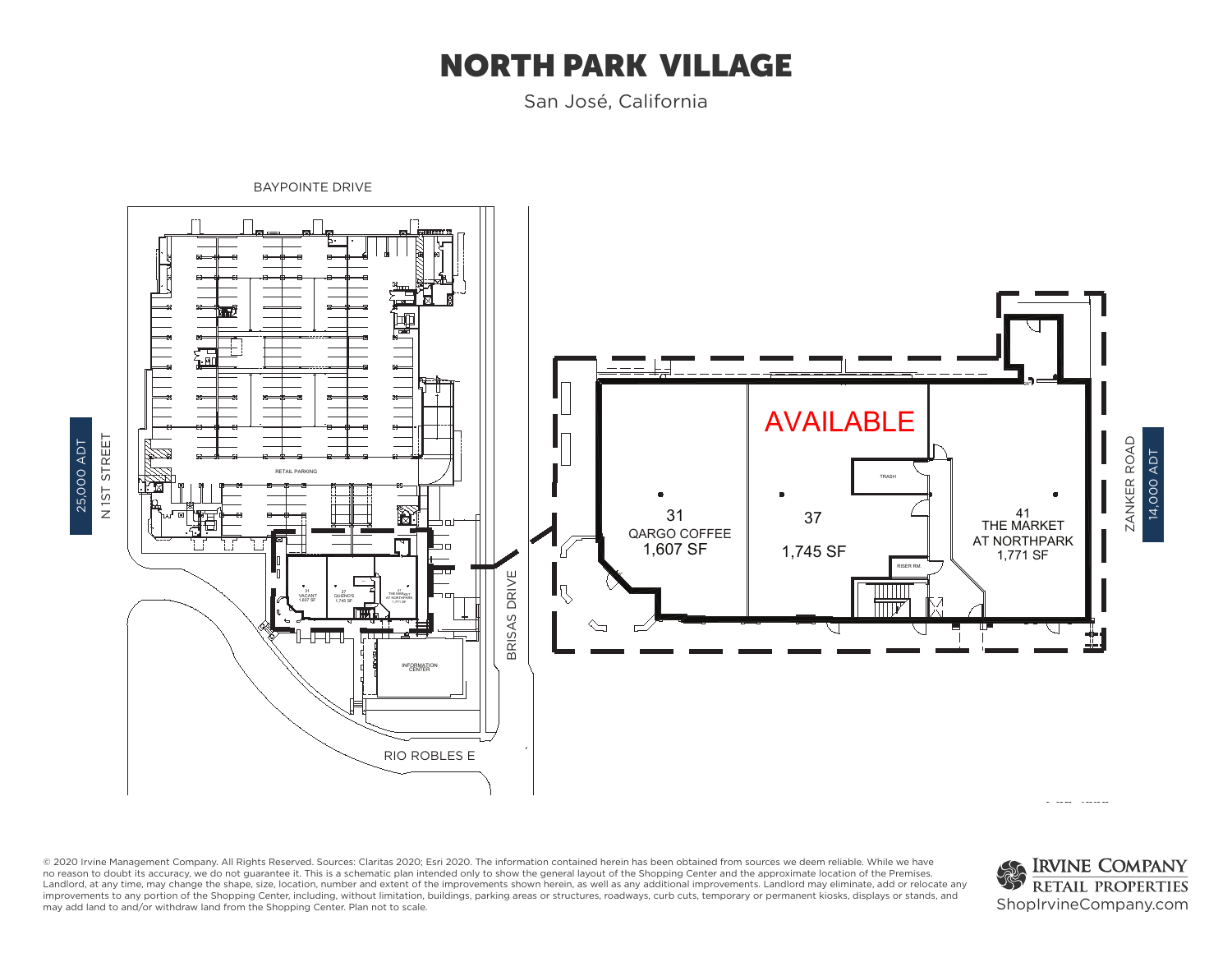# NORTH PARK VILLAGE

San José, California

BAYPOINTE DRIVE

25,000 ADT

N 1ST STREET

RETAIL PARKING

31
VACANT
1,607 SF

37
QUENO'S
1,745 SF

41
THE MARKET AT NORTHPARK
1,771 SF

INFORMATION CENTER

BRISAS DRIVE

RIO ROBLES E

AVAILABLE

TRASH

31
QARGO COFFEE
1,607 SF

37

1,745 SF

RISER RM.

41
THE MARKET
AT NORTHPARK
1,771 SF

ZANKER ROAD

14,000 ADT

© 2020 Irvine Management Company. All Rights Reserved. Sources: Claritas 2020; Esri 2020. The information contained herein has been obtained from sources we deem reliable. While we have no reason to doubt its accuracy, we do not guarantee it. This is a schematic plan intended only to show the general layout of the Shopping Center and the approximate location of the Premises. Landlord, at any time, may change the shape, size, location, number and extent of the improvements shown herein, as well as any additional improvements. Landlord may eliminate, add or relocate any improvements to any portion of the Shopping Center, including, without limitation, buildings, parking areas or structures, roadways, curb cuts, temporary or permanent kiosks, displays or stands, and may add land to and/or withdraw land from the Shopping Center. Plan not to scale.

IRVINE COMPANY
RETAIL PROPERTIES
ShopIrvineCompany.com